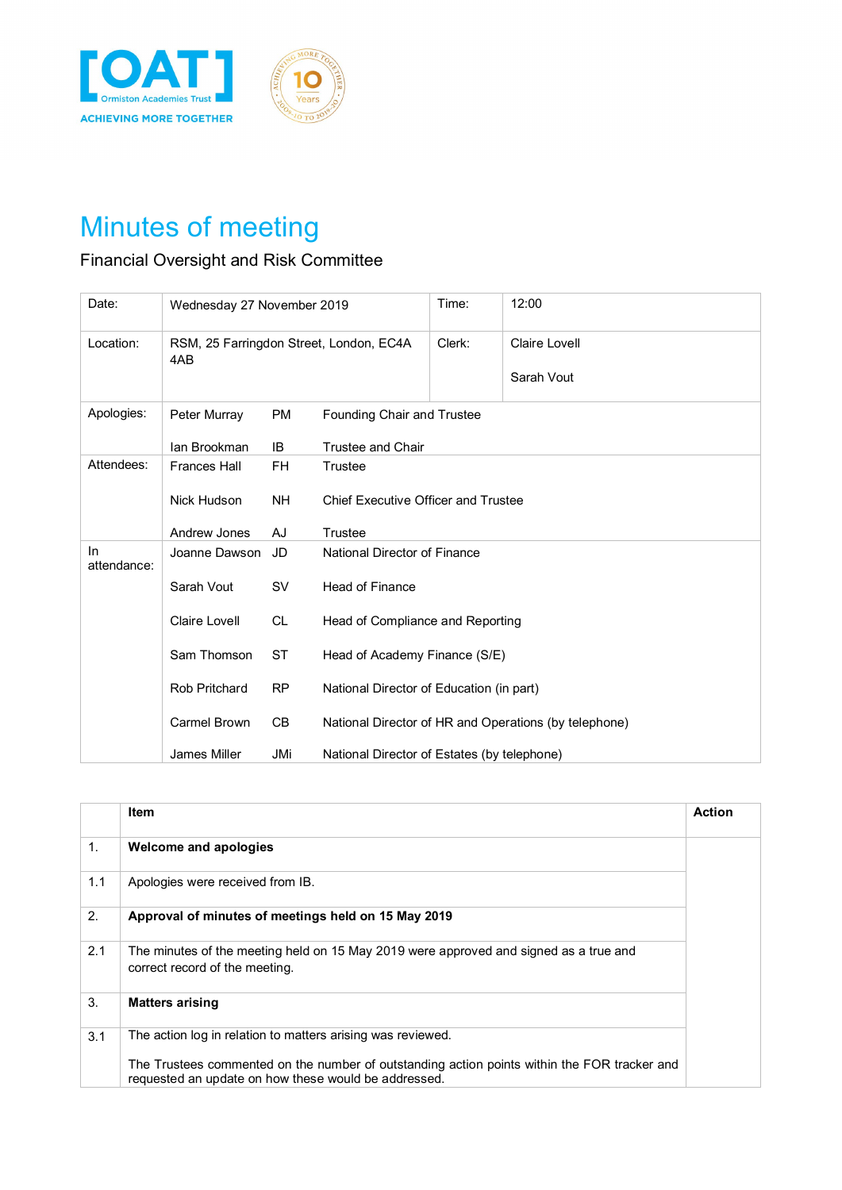# Minutes of meeting

Financial Oversight and Risk Committee

| Date: | Wednesday 27 November 2019 | | Time: | 12:00 |
|---|---|---|---|---|
| Location: | RSM, 25 Farringdon Street, London, EC4A 4AB | | Clerk: | Claire Lovell<br><br>Sarah Vout |
| Apologies: | Peter Murray | PM | Founding Chair and Trustee | |
| | Ian Brookman | IB | Trustee and Chair | |
| Attendees: | Frances Hall | FH | Trustee | |
| | Nick Hudson | NH | Chief Executive Officer and Trustee | |
| | Andrew Jones | AJ | Trustee | |
| In attendance: | Joanne Dawson | JD | National Director of Finance | |
| | Sarah Vout | SV | Head of Finance | |
| | Claire Lovell | CL | Head of Compliance and Reporting | |
| | Sam Thomson | ST | Head of Academy Finance (S/E) | |
| | Rob Pritchard | RP | National Director of Education (in part) | |
| | Carmel Brown | CB | National Director of HR and Operations (by telephone) | |
| | James Miller | JMi | National Director of Estates (by telephone) | |

| | Item | Action |
|---|---|---|
| 1. | **Welcome and apologies** | |
| 1.1 | Apologies were received from IB. | |
| 2. | **Approval of minutes of meetings held on 15 May 2019** | |
| 2.1 | The minutes of the meeting held on 15 May 2019 were approved and signed as a true and correct record of the meeting. | |
| 3. | **Matters arising** | |
| 3.1 | The action log in relation to matters arising was reviewed.<br><br>The Trustees commented on the number of outstanding action points within the FOR tracker and requested an update on how these would be addressed. | |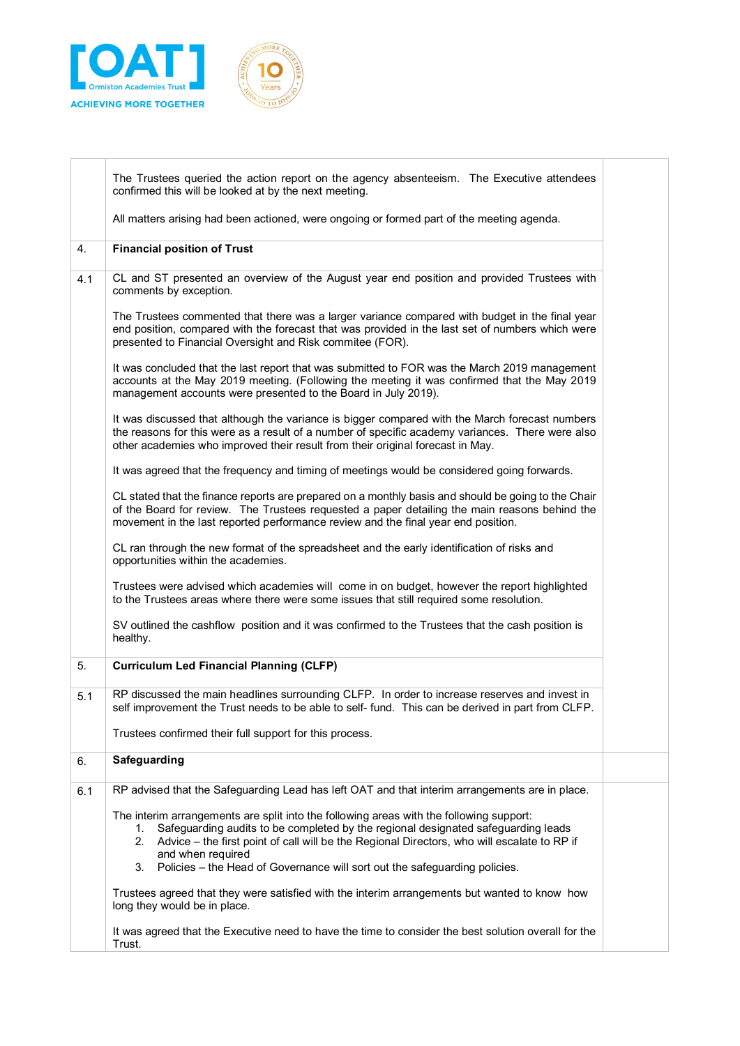| | | |
|---|---|---|
| | The Trustees queried the action report on the agency absenteeism. The Executive attendees confirmed this will be looked at by the next meeting.<br><br>All matters arising had been actioned, were ongoing or formed part of the meeting agenda. | |
| 4. | **Financial position of Trust** | |
| 4.1 | CL and ST presented an overview of the August year end position and provided Trustees with comments by exception.<br><br>The Trustees commented that there was a larger variance compared with budget in the final year end position, compared with the forecast that was provided in the last set of numbers which were presented to Financial Oversight and Risk commitee (FOR).<br><br>It was concluded that the last report that was submitted to FOR was the March 2019 management accounts at the May 2019 meeting. (Following the meeting it was confirmed that the May 2019 management accounts were presented to the Board in July 2019).<br><br>It was discussed that although the variance is bigger compared with the March forecast numbers the reasons for this were as a result of a number of specific academy variances. There were also other academies who improved their result from their original forecast in May.<br><br>It was agreed that the frequency and timing of meetings would be considered going forwards.<br><br>CL stated that the finance reports are prepared on a monthly basis and should be going to the Chair of the Board for review. The Trustees requested a paper detailing the main reasons behind the movement in the last reported performance review and the final year end position.<br><br>CL ran through the new format of the spreadsheet and the early identification of risks and opportunities within the academies.<br><br>Trustees were advised which academies will come in on budget, however the report highlighted to the Trustees areas where there were some issues that still required some resolution.<br><br>SV outlined the cashflow position and it was confirmed to the Trustees that the cash position is healthy. | |
| 5. | **Curriculum Led Financial Planning (CLFP)** | |
| 5.1 | RP discussed the main headlines surrounding CLFP. In order to increase reserves and invest in self improvement the Trust needs to be able to self- fund. This can be derived in part from CLFP.<br><br>Trustees confirmed their full support for this process. | |
| 6. | **Safeguarding** | |
| 6.1 | RP advised that the Safeguarding Lead has left OAT and that interim arrangements are in place.<br><br>The interim arrangements are split into the following areas with the following support:<br>1. Safeguarding audits to be completed by the regional designated safeguarding leads<br>2. Advice – the first point of call will be the Regional Directors, who will escalate to RP if and when required<br>3. Policies – the Head of Governance will sort out the safeguarding policies.<br><br>Trustees agreed that they were satisfied with the interim arrangements but wanted to know how long they would be in place.<br><br>It was agreed that the Executive need to have the time to consider the best solution overall for the Trust. | |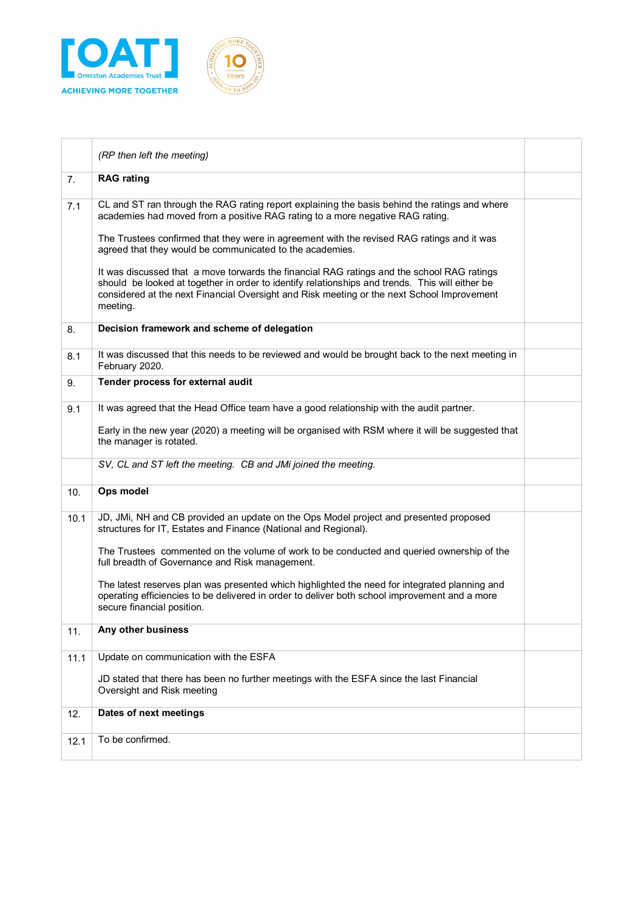| | | |
|---|---|---|
| | *(RP then left the meeting)* | |
| 7. | **RAG rating** | |
| 7.1 | CL and ST ran through the RAG rating report explaining the basis behind the ratings and where academies had moved from a positive RAG rating to a more negative RAG rating.<br><br>The Trustees confirmed that they were in agreement with the revised RAG ratings and it was agreed that they would be communicated to the academies.<br><br>It was discussed that a move torwards the financial RAG ratings and the school RAG ratings should be looked at together in order to identify relationships and trends. This will either be considered at the next Financial Oversight and Risk meeting or the next School Improvement meeting. | |
| 8. | **Decision framework and scheme of delegation** | |
| 8.1 | It was discussed that this needs to be reviewed and would be brought back to the next meeting in February 2020. | |
| 9. | **Tender process for external audit** | |
| 9.1 | It was agreed that the Head Office team have a good relationship with the audit partner.<br><br>Early in the new year (2020) a meeting will be organised with RSM where it will be suggested that the manager is rotated. | |
| | *SV, CL and ST left the meeting. CB and JMi joined the meeting.* | |
| 10. | **Ops model** | |
| 10.1 | JD, JMi, NH and CB provided an update on the Ops Model project and presented proposed structures for IT, Estates and Finance (National and Regional).<br><br>The Trustees commented on the volume of work to be conducted and queried ownership of the full breadth of Governance and Risk management.<br><br>The latest reserves plan was presented which highlighted the need for integrated planning and operating efficiencies to be delivered in order to deliver both school improvement and a more secure financial position. | |
| 11. | **Any other business** | |
| 11.1 | Update on communication with the ESFA<br><br>JD stated that there has been no further meetings with the ESFA since the last Financial Oversight and Risk meeting | |
| 12. | **Dates of next meetings** | |
| 12.1 | To be confirmed. | |